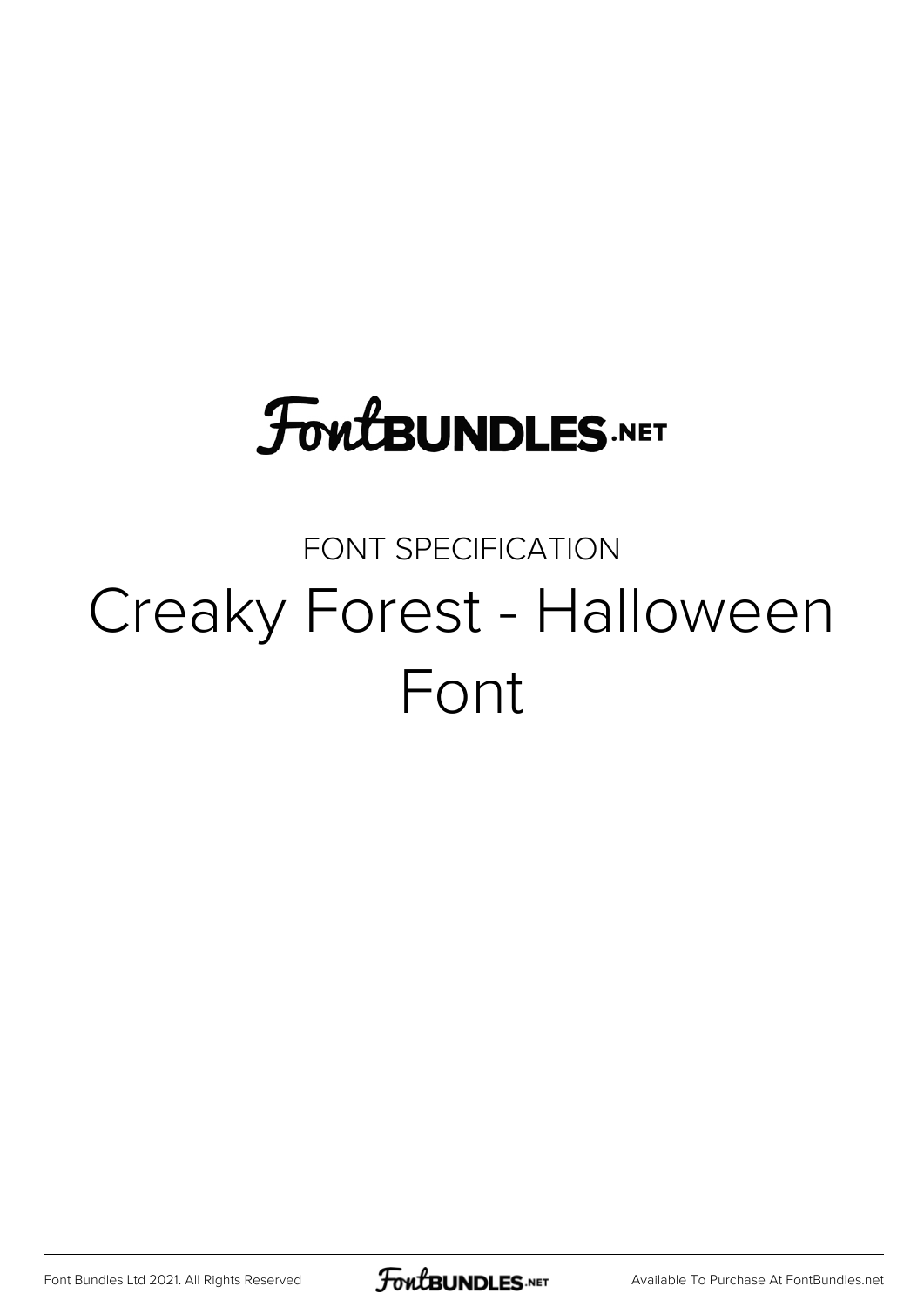FontBUNDLES.NET

FONT SPECIFICATION

# Creaky Forest - Halloween Font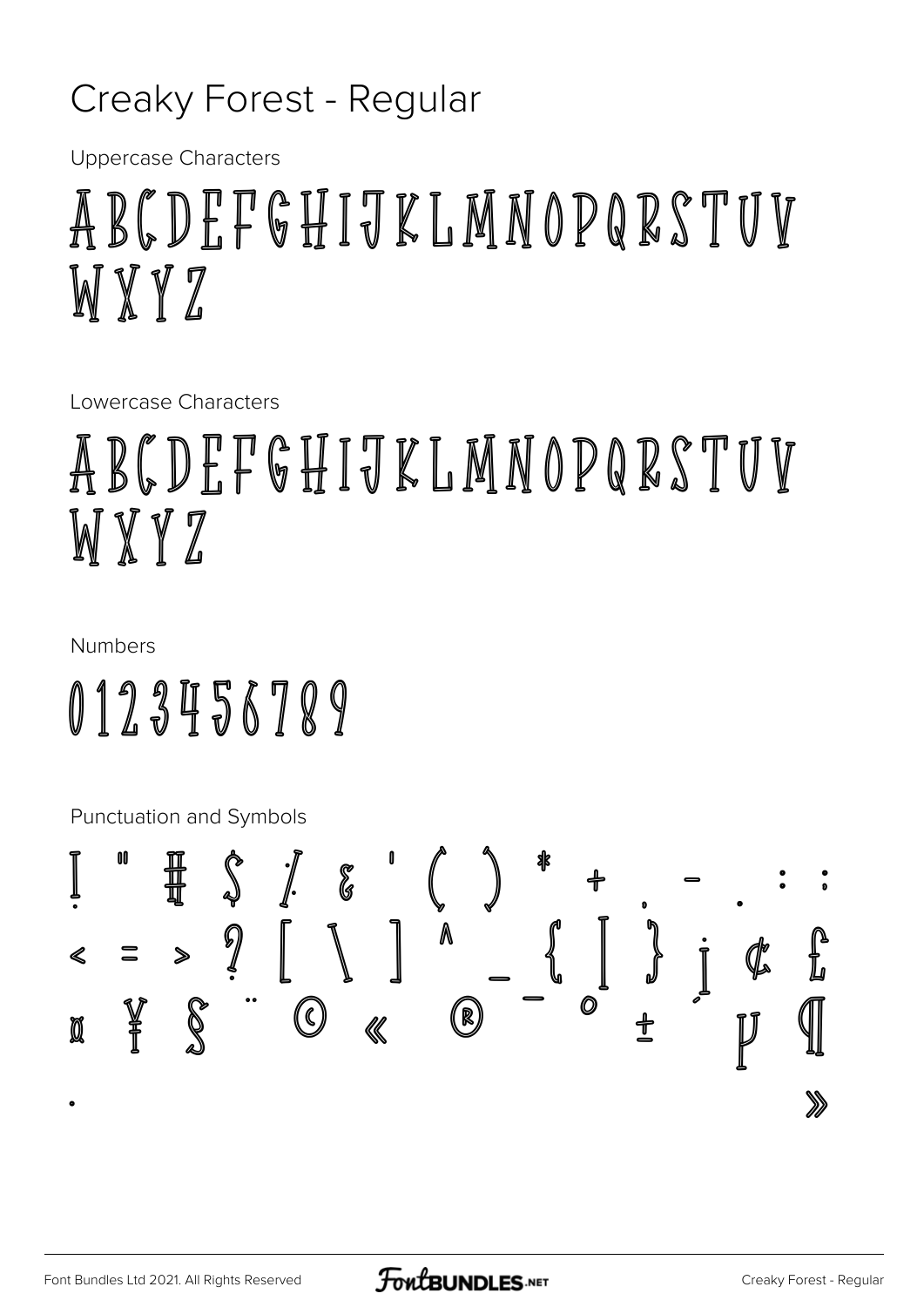# Creaky Forest - Regular

Uppercase Characters

ABCDEFGHIJKLMNOPQRSTUV
WXYZ

Lowercase Characters

ABCDEFGHIJKLMNOPQRSTUV
WXYZ

Numbers

0123456789

Punctuation and Symbols

! " # $ % & ' ( ) * + , - . : ;
< = > ? [ \ ] ^ _ { | } ¡ ¢ £
¤ ¥ § ¨ © « ® ¯ ° ± ´ µ ¶
· »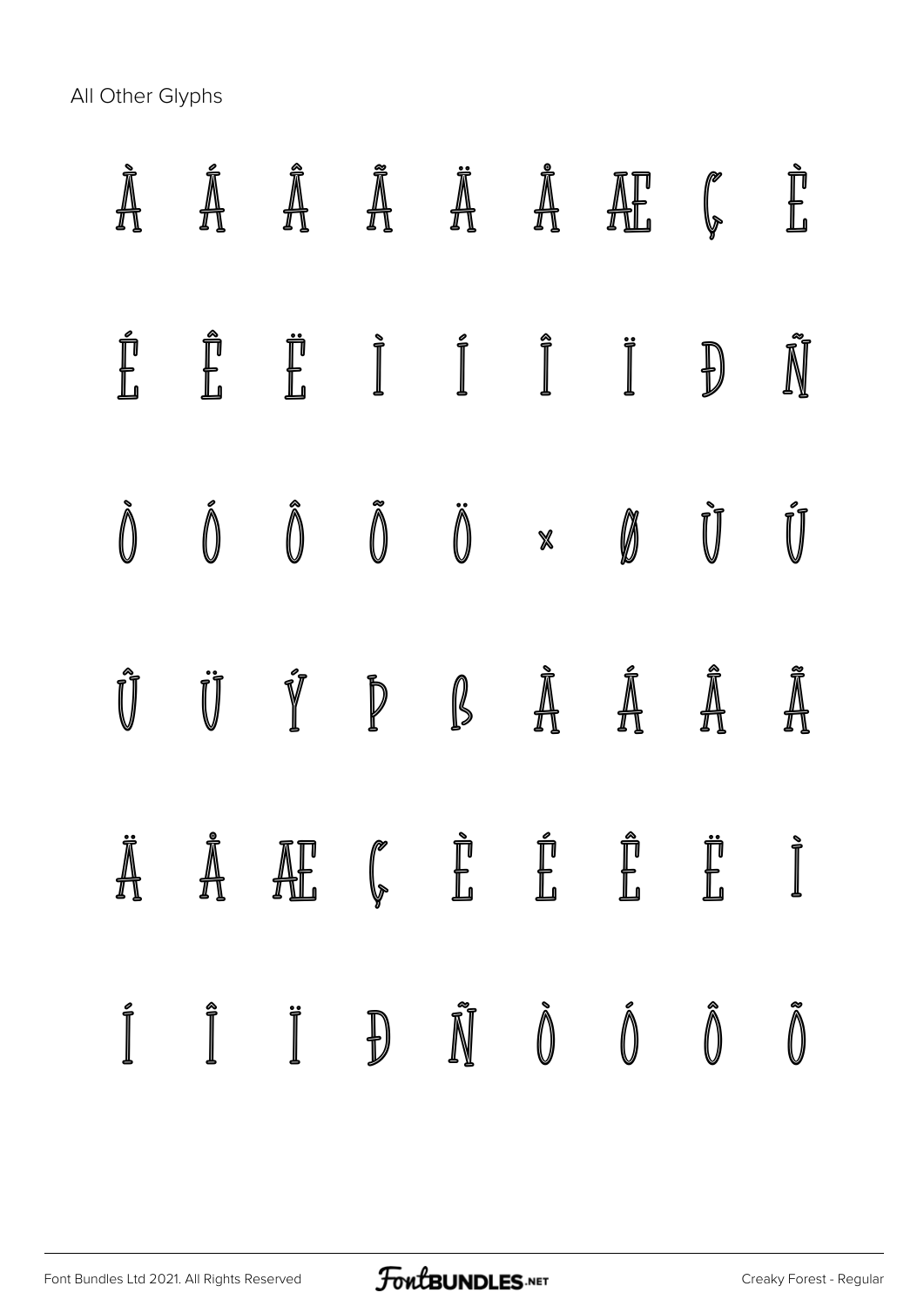All Other Glyphs

À Á Â Ã Ä Å Æ Ç È

É Ê Ë Ì Í Î Ï Ð Ñ

Ò Ó Ô Õ Ö × Ø Ù Ú

Û Ü Ý Þ ß à á â ã

ä å æ ç è é ê ë ì

í î ï ð ñ ò ó ô õ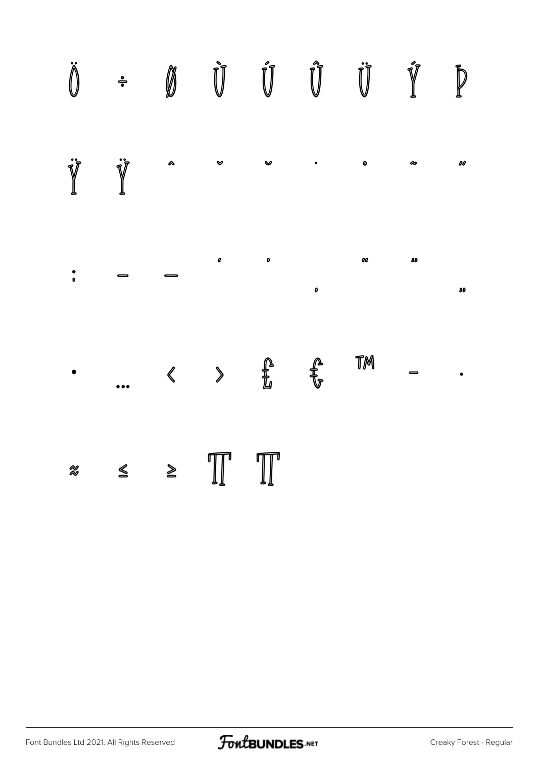Ö ÷ Ø Ù Ú Û Ü Ý Þ

ÿ Ÿ ˆ ˇ ˘ ˙ ˚ ˜ ˝

; – — ' ' ‚ " " „

• … ‹ › ₤ ₲ ™ − ·

≈ ≤ ≥ ∏ ∏